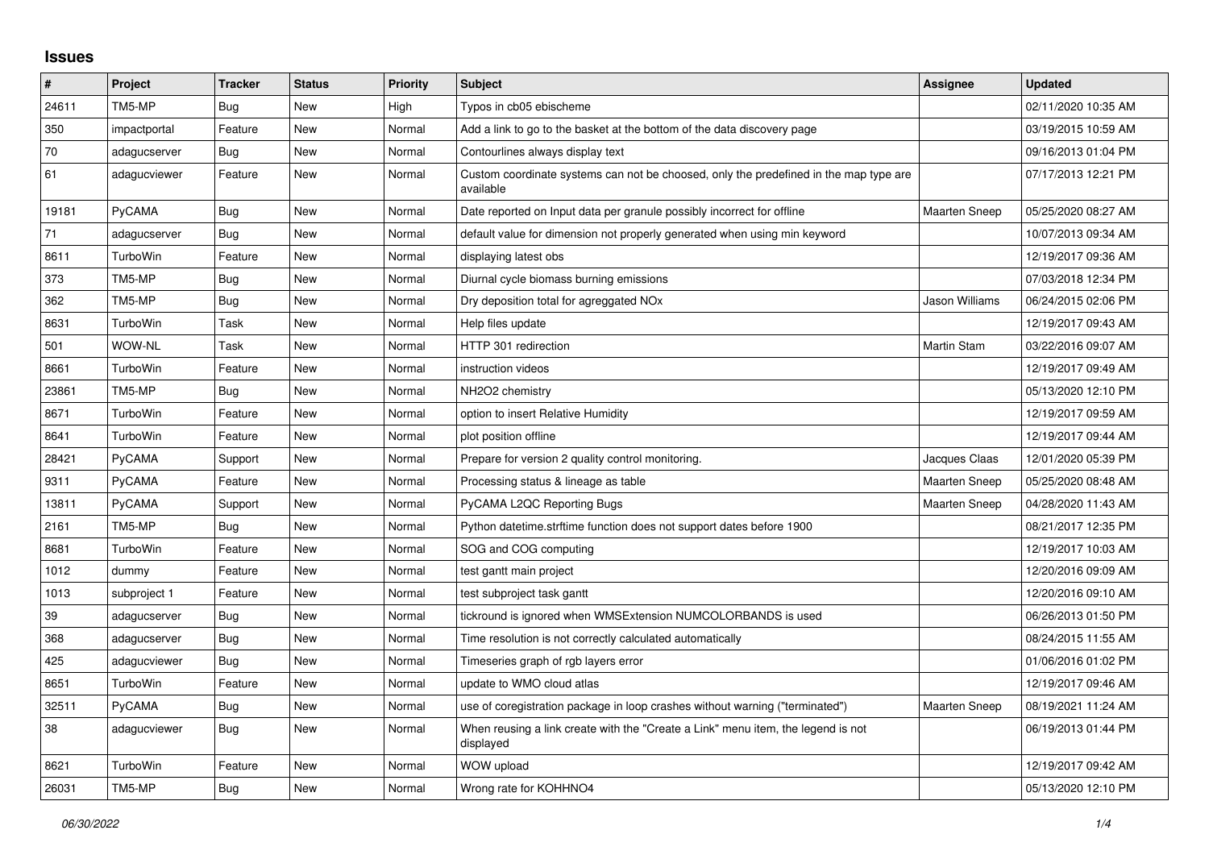# Issues

| # | Project | Tracker | Status | Priority | Subject | Assignee | Updated |
|---|---|---|---|---|---|---|---|
| 24611 | TM5-MP | Bug | New | High | Typos in cb05 ebischeme | | 02/11/2020 10:35 AM |
| 350 | impactportal | Feature | New | Normal | Add a link to go to the basket at the bottom of the data discovery page | | 03/19/2015 10:59 AM |
| 70 | adagucserver | Bug | New | Normal | Contourlines always display text | | 09/16/2013 01:04 PM |
| 61 | adagucviewer | Feature | New | Normal | Custom coordinate systems can not be choosed, only the predefined in the map type are available | | 07/17/2013 12:21 PM |
| 19181 | PyCAMA | Bug | New | Normal | Date reported on Input data per granule possibly incorrect for offline | Maarten Sneep | 05/25/2020 08:27 AM |
| 71 | adagucserver | Bug | New | Normal | default value for dimension not properly generated when using min keyword | | 10/07/2013 09:34 AM |
| 8611 | TurboWin | Feature | New | Normal | displaying latest obs | | 12/19/2017 09:36 AM |
| 373 | TM5-MP | Bug | New | Normal | Diurnal cycle biomass burning emissions | | 07/03/2018 12:34 PM |
| 362 | TM5-MP | Bug | New | Normal | Dry deposition total for agreggated NOx | Jason Williams | 06/24/2015 02:06 PM |
| 8631 | TurboWin | Task | New | Normal | Help files update | | 12/19/2017 09:43 AM |
| 501 | WOW-NL | Task | New | Normal | HTTP 301 redirection | Martin Stam | 03/22/2016 09:07 AM |
| 8661 | TurboWin | Feature | New | Normal | instruction videos | | 12/19/2017 09:49 AM |
| 23861 | TM5-MP | Bug | New | Normal | NH2O2 chemistry | | 05/13/2020 12:10 PM |
| 8671 | TurboWin | Feature | New | Normal | option to insert Relative Humidity | | 12/19/2017 09:59 AM |
| 8641 | TurboWin | Feature | New | Normal | plot position offline | | 12/19/2017 09:44 AM |
| 28421 | PyCAMA | Support | New | Normal | Prepare for version 2 quality control monitoring. | Jacques Claas | 12/01/2020 05:39 PM |
| 9311 | PyCAMA | Feature | New | Normal | Processing status & lineage as table | Maarten Sneep | 05/25/2020 08:48 AM |
| 13811 | PyCAMA | Support | New | Normal | PyCAMA L2QC Reporting Bugs | Maarten Sneep | 04/28/2020 11:43 AM |
| 2161 | TM5-MP | Bug | New | Normal | Python datetime.strftime function does not support dates before 1900 | | 08/21/2017 12:35 PM |
| 8681 | TurboWin | Feature | New | Normal | SOG and COG computing | | 12/19/2017 10:03 AM |
| 1012 | dummy | Feature | New | Normal | test gantt main project | | 12/20/2016 09:09 AM |
| 1013 | subproject 1 | Feature | New | Normal | test subproject task gantt | | 12/20/2016 09:10 AM |
| 39 | adagucserver | Bug | New | Normal | tickround is ignored when WMSExtension NUMCOLORBANDS is used | | 06/26/2013 01:50 PM |
| 368 | adagucserver | Bug | New | Normal | Time resolution is not correctly calculated automatically | | 08/24/2015 11:55 AM |
| 425 | adagucviewer | Bug | New | Normal | Timeseries graph of rgb layers error | | 01/06/2016 01:02 PM |
| 8651 | TurboWin | Feature | New | Normal | update to WMO cloud atlas | | 12/19/2017 09:46 AM |
| 32511 | PyCAMA | Bug | New | Normal | use of coregistration package in loop crashes without warning ("terminated") | Maarten Sneep | 08/19/2021 11:24 AM |
| 38 | adagucviewer | Bug | New | Normal | When reusing a link create with the "Create a Link" menu item, the legend is not displayed | | 06/19/2013 01:44 PM |
| 8621 | TurboWin | Feature | New | Normal | WOW upload | | 12/19/2017 09:42 AM |
| 26031 | TM5-MP | Bug | New | Normal | Wrong rate for KOHHNO4 | | 05/13/2020 12:10 PM |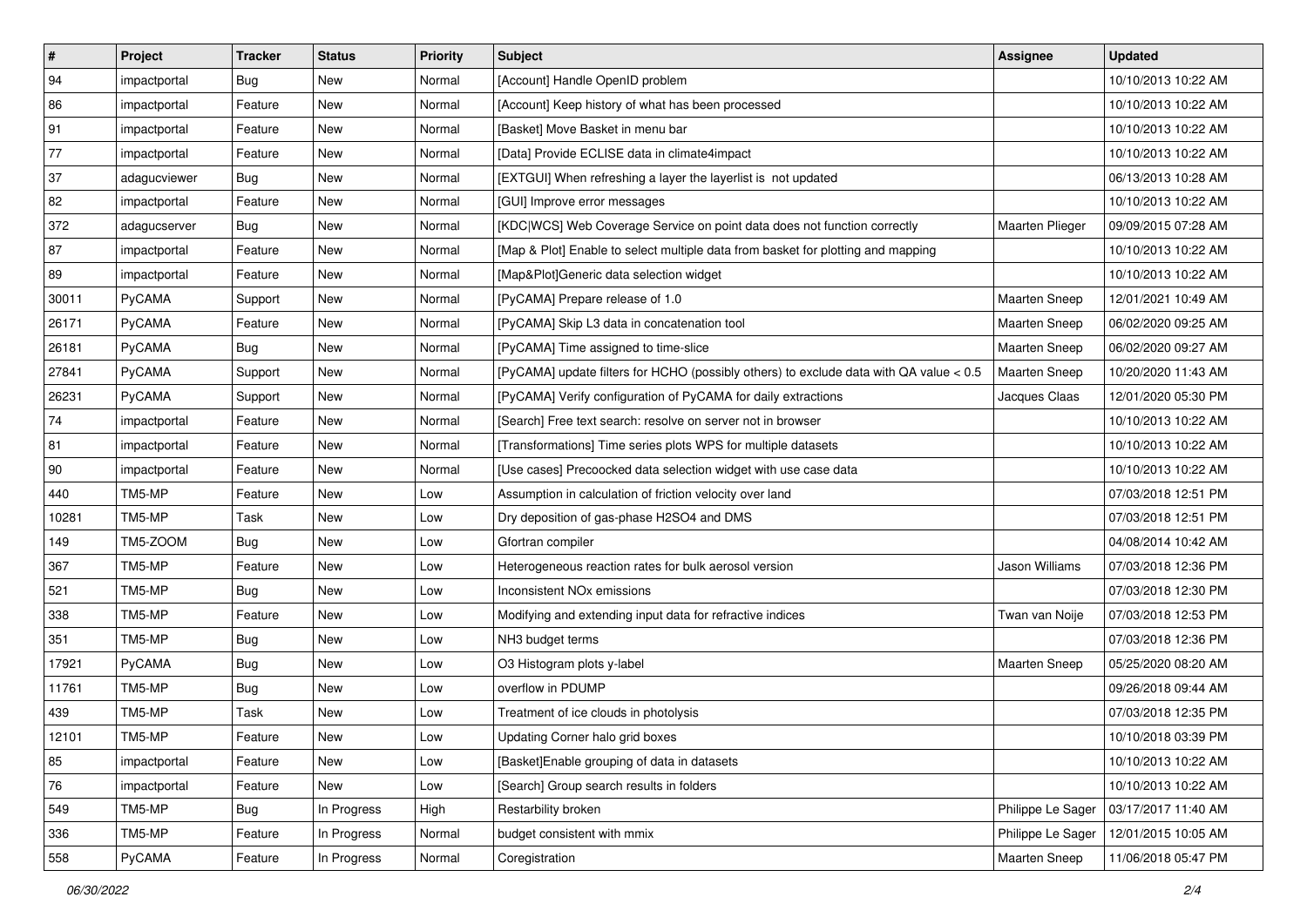| # | Project | Tracker | Status | Priority | Subject | Assignee | Updated |
|---|---|---|---|---|---|---|---|
| 94 | impactportal | Bug | New | Normal | [Account] Handle OpenID problem | | 10/10/2013 10:22 AM |
| 86 | impactportal | Feature | New | Normal | [Account] Keep history of what has been processed | | 10/10/2013 10:22 AM |
| 91 | impactportal | Feature | New | Normal | [Basket] Move Basket in menu bar | | 10/10/2013 10:22 AM |
| 77 | impactportal | Feature | New | Normal | [Data] Provide ECLISE data in climate4impact | | 10/10/2013 10:22 AM |
| 37 | adagucviewer | Bug | New | Normal | [EXTGUI] When refreshing a layer the layerlist is not updated | | 06/13/2013 10:28 AM |
| 82 | impactportal | Feature | New | Normal | [GUI] Improve error messages | | 10/10/2013 10:22 AM |
| 372 | adagucserver | Bug | New | Normal | [KDC\|WCS] Web Coverage Service on point data does not function correctly | Maarten Plieger | 09/09/2015 07:28 AM |
| 87 | impactportal | Feature | New | Normal | [Map & Plot] Enable to select multiple data from basket for plotting and mapping | | 10/10/2013 10:22 AM |
| 89 | impactportal | Feature | New | Normal | [Map&Plot]Generic data selection widget | | 10/10/2013 10:22 AM |
| 30011 | PyCAMA | Support | New | Normal | [PyCAMA] Prepare release of 1.0 | Maarten Sneep | 12/01/2021 10:49 AM |
| 26171 | PyCAMA | Feature | New | Normal | [PyCAMA] Skip L3 data in concatenation tool | Maarten Sneep | 06/02/2020 09:25 AM |
| 26181 | PyCAMA | Bug | New | Normal | [PyCAMA] Time assigned to time-slice | Maarten Sneep | 06/02/2020 09:27 AM |
| 27841 | PyCAMA | Support | New | Normal | [PyCAMA] update filters for HCHO (possibly others) to exclude data with QA value < 0.5 | Maarten Sneep | 10/20/2020 11:43 AM |
| 26231 | PyCAMA | Support | New | Normal | [PyCAMA] Verify configuration of PyCAMA for daily extractions | Jacques Claas | 12/01/2020 05:30 PM |
| 74 | impactportal | Feature | New | Normal | [Search] Free text search: resolve on server not in browser | | 10/10/2013 10:22 AM |
| 81 | impactportal | Feature | New | Normal | [Transformations] Time series plots WPS for multiple datasets | | 10/10/2013 10:22 AM |
| 90 | impactportal | Feature | New | Normal | [Use cases] Precoocked data selection widget with use case data | | 10/10/2013 10:22 AM |
| 440 | TM5-MP | Feature | New | Low | Assumption in calculation of friction velocity over land | | 07/03/2018 12:51 PM |
| 10281 | TM5-MP | Task | New | Low | Dry deposition of gas-phase H2SO4 and DMS | | 07/03/2018 12:51 PM |
| 149 | TM5-ZOOM | Bug | New | Low | Gfortran compiler | | 04/08/2014 10:42 AM |
| 367 | TM5-MP | Feature | New | Low | Heterogeneous reaction rates for bulk aerosol version | Jason Williams | 07/03/2018 12:36 PM |
| 521 | TM5-MP | Bug | New | Low | Inconsistent NOx emissions | | 07/03/2018 12:30 PM |
| 338 | TM5-MP | Feature | New | Low | Modifying and extending input data for refractive indices | Twan van Noije | 07/03/2018 12:53 PM |
| 351 | TM5-MP | Bug | New | Low | NH3 budget terms | | 07/03/2018 12:36 PM |
| 17921 | PyCAMA | Bug | New | Low | O3 Histogram plots y-label | Maarten Sneep | 05/25/2020 08:20 AM |
| 11761 | TM5-MP | Bug | New | Low | overflow in PDUMP | | 09/26/2018 09:44 AM |
| 439 | TM5-MP | Task | New | Low | Treatment of ice clouds in photolysis | | 07/03/2018 12:35 PM |
| 12101 | TM5-MP | Feature | New | Low | Updating Corner halo grid boxes | | 10/10/2018 03:39 PM |
| 85 | impactportal | Feature | New | Low | [Basket]Enable grouping of data in datasets | | 10/10/2013 10:22 AM |
| 76 | impactportal | Feature | New | Low | [Search] Group search results in folders | | 10/10/2013 10:22 AM |
| 549 | TM5-MP | Bug | In Progress | High | Restarbility broken | Philippe Le Sager | 03/17/2017 11:40 AM |
| 336 | TM5-MP | Feature | In Progress | Normal | budget consistent with mmix | Philippe Le Sager | 12/01/2015 10:05 AM |
| 558 | PyCAMA | Feature | In Progress | Normal | Coregistration | Maarten Sneep | 11/06/2018 05:47 PM |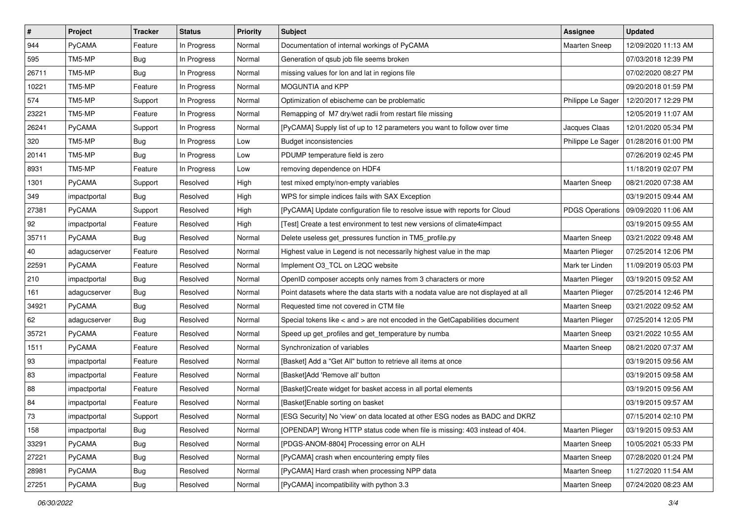| # | Project | Tracker | Status | Priority | Subject | Assignee | Updated |
|---|---|---|---|---|---|---|---|
| 944 | PyCAMA | Feature | In Progress | Normal | Documentation of internal workings of PyCAMA | Maarten Sneep | 12/09/2020 11:13 AM |
| 595 | TM5-MP | Bug | In Progress | Normal | Generation of qsub job file seems broken | | 07/03/2018 12:39 PM |
| 26711 | TM5-MP | Bug | In Progress | Normal | missing values for lon and lat in regions file | | 07/02/2020 08:27 PM |
| 10221 | TM5-MP | Feature | In Progress | Normal | MOGUNTIA and KPP | | 09/20/2018 01:59 PM |
| 574 | TM5-MP | Support | In Progress | Normal | Optimization of ebischeme can be problematic | Philippe Le Sager | 12/20/2017 12:29 PM |
| 23221 | TM5-MP | Feature | In Progress | Normal | Remapping of M7 dry/wet radii from restart file missing | | 12/05/2019 11:07 AM |
| 26241 | PyCAMA | Support | In Progress | Normal | [PyCAMA] Supply list of up to 12 parameters you want to follow over time | Jacques Claas | 12/01/2020 05:34 PM |
| 320 | TM5-MP | Bug | In Progress | Low | Budget inconsistencies | Philippe Le Sager | 01/28/2016 01:00 PM |
| 20141 | TM5-MP | Bug | In Progress | Low | PDUMP temperature field is zero | | 07/26/2019 02:45 PM |
| 8931 | TM5-MP | Feature | In Progress | Low | removing dependence on HDF4 | | 11/18/2019 02:07 PM |
| 1301 | PyCAMA | Support | Resolved | High | test mixed empty/non-empty variables | Maarten Sneep | 08/21/2020 07:38 AM |
| 349 | impactportal | Bug | Resolved | High | WPS for simple indices fails with SAX Exception | | 03/19/2015 09:44 AM |
| 27381 | PyCAMA | Support | Resolved | High | [PyCAMA] Update configuration file to resolve issue with reports for Cloud | PDGS Operations | 09/09/2020 11:06 AM |
| 92 | impactportal | Feature | Resolved | High | [Test] Create a test environment to test new versions of climate4impact | | 03/19/2015 09:55 AM |
| 35711 | PyCAMA | Bug | Resolved | Normal | Delete useless get_pressures function in TM5_profile.py | Maarten Sneep | 03/21/2022 09:48 AM |
| 40 | adagucserver | Feature | Resolved | Normal | Highest value in Legend is not necessarily highest value in the map | Maarten Plieger | 07/25/2014 12:06 PM |
| 22591 | PyCAMA | Feature | Resolved | Normal | Implement O3_TCL on L2QC website | Mark ter Linden | 11/09/2019 05:03 PM |
| 210 | impactportal | Bug | Resolved | Normal | OpenID composer accepts only names from 3 characters or more | Maarten Plieger | 03/19/2015 09:52 AM |
| 161 | adagucserver | Bug | Resolved | Normal | Point datasets where the data starts with a nodata value are not displayed at all | Maarten Plieger | 07/25/2014 12:46 PM |
| 34921 | PyCAMA | Bug | Resolved | Normal | Requested time not covered in CTM file | Maarten Sneep | 03/21/2022 09:52 AM |
| 62 | adagucserver | Bug | Resolved | Normal | Special tokens like < and > are not encoded in the GetCapabilities document | Maarten Plieger | 07/25/2014 12:05 PM |
| 35721 | PyCAMA | Feature | Resolved | Normal | Speed up get_profiles and get_temperature by numba | Maarten Sneep | 03/21/2022 10:55 AM |
| 1511 | PyCAMA | Feature | Resolved | Normal | Synchronization of variables | Maarten Sneep | 08/21/2020 07:37 AM |
| 93 | impactportal | Feature | Resolved | Normal | [Basket] Add a "Get All" button to retrieve all items at once | | 03/19/2015 09:56 AM |
| 83 | impactportal | Feature | Resolved | Normal | [Basket]Add 'Remove all' button | | 03/19/2015 09:58 AM |
| 88 | impactportal | Feature | Resolved | Normal | [Basket]Create widget for basket access in all portal elements | | 03/19/2015 09:56 AM |
| 84 | impactportal | Feature | Resolved | Normal | [Basket]Enable sorting on basket | | 03/19/2015 09:57 AM |
| 73 | impactportal | Support | Resolved | Normal | [ESG Security] No 'view' on data located at other ESG nodes as BADC and DKRZ | | 07/15/2014 02:10 PM |
| 158 | impactportal | Bug | Resolved | Normal | [OPENDAP] Wrong HTTP status code when file is missing: 403 instead of 404. | Maarten Plieger | 03/19/2015 09:53 AM |
| 33291 | PyCAMA | Bug | Resolved | Normal | [PDGS-ANOM-8804] Processing error on ALH | Maarten Sneep | 10/05/2021 05:33 PM |
| 27221 | PyCAMA | Bug | Resolved | Normal | [PyCAMA] crash when encountering empty files | Maarten Sneep | 07/28/2020 01:24 PM |
| 28981 | PyCAMA | Bug | Resolved | Normal | [PyCAMA] Hard crash when processing NPP data | Maarten Sneep | 11/27/2020 11:54 AM |
| 27251 | PyCAMA | Bug | Resolved | Normal | [PyCAMA] incompatibility with python 3.3 | Maarten Sneep | 07/24/2020 08:23 AM |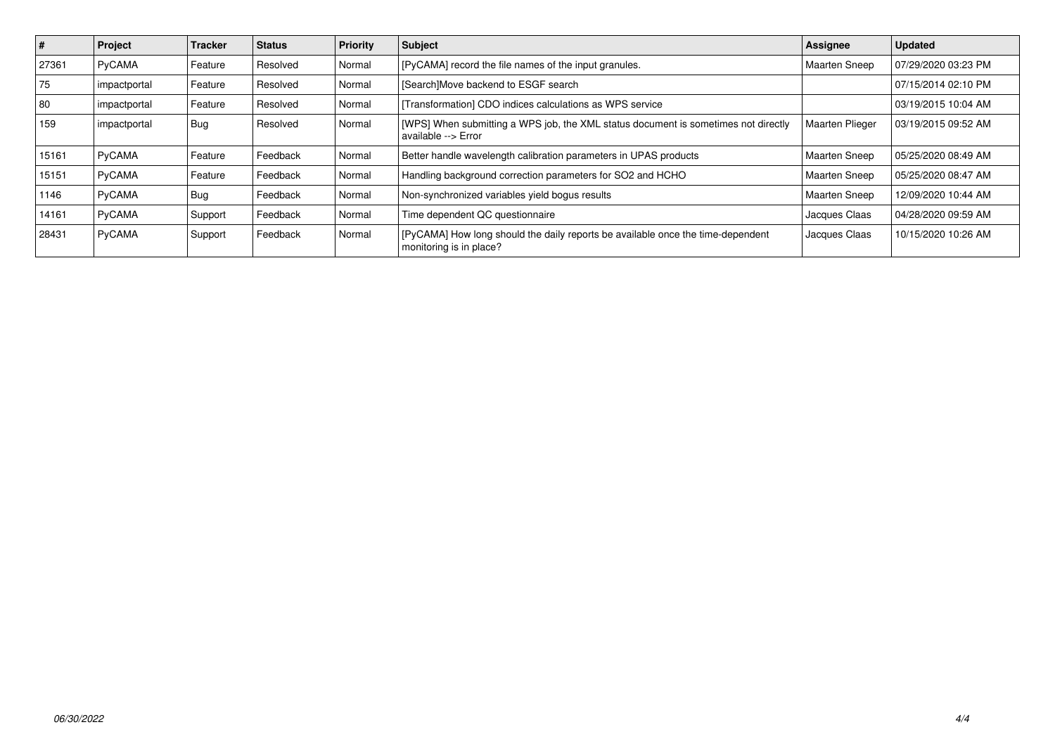| # | Project | Tracker | Status | Priority | Subject | Assignee | Updated |
|---|---|---|---|---|---|---|---|
| 27361 | PyCAMA | Feature | Resolved | Normal | [PyCAMA] record the file names of the input granules. | Maarten Sneep | 07/29/2020 03:23 PM |
| 75 | impactportal | Feature | Resolved | Normal | [Search]Move backend to ESGF search | | 07/15/2014 02:10 PM |
| 80 | impactportal | Feature | Resolved | Normal | [Transformation] CDO indices calculations as WPS service | | 03/19/2015 10:04 AM |
| 159 | impactportal | Bug | Resolved | Normal | [WPS] When submitting a WPS job, the XML status document is sometimes not directly available --> Error | Maarten Plieger | 03/19/2015 09:52 AM |
| 15161 | PyCAMA | Feature | Feedback | Normal | Better handle wavelength calibration parameters in UPAS products | Maarten Sneep | 05/25/2020 08:49 AM |
| 15151 | PyCAMA | Feature | Feedback | Normal | Handling background correction parameters for SO2 and HCHO | Maarten Sneep | 05/25/2020 08:47 AM |
| 1146 | PyCAMA | Bug | Feedback | Normal | Non-synchronized variables yield bogus results | Maarten Sneep | 12/09/2020 10:44 AM |
| 14161 | PyCAMA | Support | Feedback | Normal | Time dependent QC questionnaire | Jacques Claas | 04/28/2020 09:59 AM |
| 28431 | PyCAMA | Support | Feedback | Normal | [PyCAMA] How long should the daily reports be available once the time-dependent monitoring is in place? | Jacques Claas | 10/15/2020 10:26 AM |

*06/30/2022*